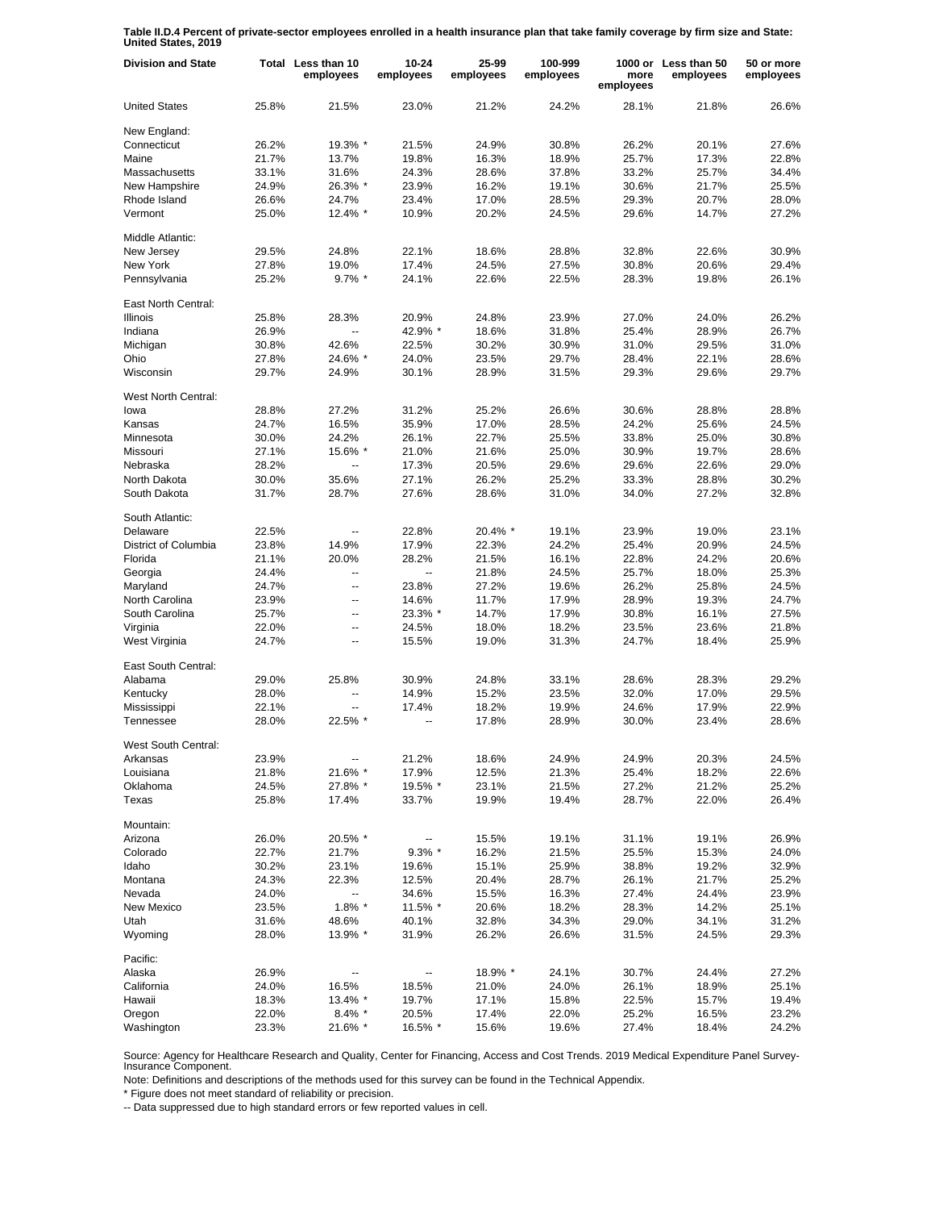**Table II.D.4 Percent of private-sector employees enrolled in a health insurance plan that take family coverage by firm size and State: United States, 2019**

| Division and State | Total | Less than 10 employees | 10-24 employees | 25-99 employees | 100-999 employees | 1000 or more employees | Less than 50 employees | 50 or more employees |
|---|---|---|---|---|---|---|---|---|
| United States | 25.8% | 21.5% | 23.0% | 21.2% | 24.2% | 28.1% | 21.8% | 26.6% |
| New England: | | | | | | | | |
| Connecticut | 26.2% | 19.3% * | 21.5% | 24.9% | 30.8% | 26.2% | 20.1% | 27.6% |
| Maine | 21.7% | 13.7% | 19.8% | 16.3% | 18.9% | 25.7% | 17.3% | 22.8% |
| Massachusetts | 33.1% | 31.6% | 24.3% | 28.6% | 37.8% | 33.2% | 25.7% | 34.4% |
| New Hampshire | 24.9% | 26.3% * | 23.9% | 16.2% | 19.1% | 30.6% | 21.7% | 25.5% |
| Rhode Island | 26.6% | 24.7% | 23.4% | 17.0% | 28.5% | 29.3% | 20.7% | 28.0% |
| Vermont | 25.0% | 12.4% * | 10.9% | 20.2% | 24.5% | 29.6% | 14.7% | 27.2% |
| Middle Atlantic: | | | | | | | | |
| New Jersey | 29.5% | 24.8% | 22.1% | 18.6% | 28.8% | 32.8% | 22.6% | 30.9% |
| New York | 27.8% | 19.0% | 17.4% | 24.5% | 27.5% | 30.8% | 20.6% | 29.4% |
| Pennsylvania | 25.2% | 9.7% * | 24.1% | 22.6% | 22.5% | 28.3% | 19.8% | 26.1% |
| East North Central: | | | | | | | | |
| Illinois | 25.8% | 28.3% | 20.9% | 24.8% | 23.9% | 27.0% | 24.0% | 26.2% |
| Indiana | 26.9% | -- | 42.9% * | 18.6% | 31.8% | 25.4% | 28.9% | 26.7% |
| Michigan | 30.8% | 42.6% | 22.5% | 30.2% | 30.9% | 31.0% | 29.5% | 31.0% |
| Ohio | 27.8% | 24.6% * | 24.0% | 23.5% | 29.7% | 28.4% | 22.1% | 28.6% |
| Wisconsin | 29.7% | 24.9% | 30.1% | 28.9% | 31.5% | 29.3% | 29.6% | 29.7% |
| West North Central: | | | | | | | | |
| Iowa | 28.8% | 27.2% | 31.2% | 25.2% | 26.6% | 30.6% | 28.8% | 28.8% |
| Kansas | 24.7% | 16.5% | 35.9% | 17.0% | 28.5% | 24.2% | 25.6% | 24.5% |
| Minnesota | 30.0% | 24.2% | 26.1% | 22.7% | 25.5% | 33.8% | 25.0% | 30.8% |
| Missouri | 27.1% | 15.6% * | 21.0% | 21.6% | 25.0% | 30.9% | 19.7% | 28.6% |
| Nebraska | 28.2% | -- | 17.3% | 20.5% | 29.6% | 29.6% | 22.6% | 29.0% |
| North Dakota | 30.0% | 35.6% | 27.1% | 26.2% | 25.2% | 33.3% | 28.8% | 30.2% |
| South Dakota | 31.7% | 28.7% | 27.6% | 28.6% | 31.0% | 34.0% | 27.2% | 32.8% |
| South Atlantic: | | | | | | | | |
| Delaware | 22.5% | -- | 22.8% | 20.4% * | 19.1% | 23.9% | 19.0% | 23.1% |
| District of Columbia | 23.8% | 14.9% | 17.9% | 22.3% | 24.2% | 25.4% | 20.9% | 24.5% |
| Florida | 21.1% | 20.0% | 28.2% | 21.5% | 16.1% | 22.8% | 24.2% | 20.6% |
| Georgia | 24.4% | -- | -- | 21.8% | 24.5% | 25.7% | 18.0% | 25.3% |
| Maryland | 24.7% | -- | 23.8% | 27.2% | 19.6% | 26.2% | 25.8% | 24.5% |
| North Carolina | 23.9% | -- | 14.6% | 11.7% | 17.9% | 28.9% | 19.3% | 24.7% |
| South Carolina | 25.7% | -- | 23.3% * | 14.7% | 17.9% | 30.8% | 16.1% | 27.5% |
| Virginia | 22.0% | -- | 24.5% | 18.0% | 18.2% | 23.5% | 23.6% | 21.8% |
| West Virginia | 24.7% | -- | 15.5% | 19.0% | 31.3% | 24.7% | 18.4% | 25.9% |
| East South Central: | | | | | | | | |
| Alabama | 29.0% | 25.8% | 30.9% | 24.8% | 33.1% | 28.6% | 28.3% | 29.2% |
| Kentucky | 28.0% | -- | 14.9% | 15.2% | 23.5% | 32.0% | 17.0% | 29.5% |
| Mississippi | 22.1% | -- | 17.4% | 18.2% | 19.9% | 24.6% | 17.9% | 22.9% |
| Tennessee | 28.0% | 22.5% * | -- | 17.8% | 28.9% | 30.0% | 23.4% | 28.6% |
| West South Central: | | | | | | | | |
| Arkansas | 23.9% | -- | 21.2% | 18.6% | 24.9% | 24.9% | 20.3% | 24.5% |
| Louisiana | 21.8% | 21.6% * | 17.9% | 12.5% | 21.3% | 25.4% | 18.2% | 22.6% |
| Oklahoma | 24.5% | 27.8% * | 19.5% * | 23.1% | 21.5% | 27.2% | 21.2% | 25.2% |
| Texas | 25.8% | 17.4% | 33.7% | 19.9% | 19.4% | 28.7% | 22.0% | 26.4% |
| Mountain: | | | | | | | | |
| Arizona | 26.0% | 20.5% * | -- | 15.5% | 19.1% | 31.1% | 19.1% | 26.9% |
| Colorado | 22.7% | 21.7% | 9.3% * | 16.2% | 21.5% | 25.5% | 15.3% | 24.0% |
| Idaho | 30.2% | 23.1% | 19.6% | 15.1% | 25.9% | 38.8% | 19.2% | 32.9% |
| Montana | 24.3% | 22.3% | 12.5% | 20.4% | 28.7% | 26.1% | 21.7% | 25.2% |
| Nevada | 24.0% | -- | 34.6% | 15.5% | 16.3% | 27.4% | 24.4% | 23.9% |
| New Mexico | 23.5% | 1.8% * | 11.5% * | 20.6% | 18.2% | 28.3% | 14.2% | 25.1% |
| Utah | 31.6% | 48.6% | 40.1% | 32.8% | 34.3% | 29.0% | 34.1% | 31.2% |
| Wyoming | 28.0% | 13.9% * | 31.9% | 26.2% | 26.6% | 31.5% | 24.5% | 29.3% |
| Pacific: | | | | | | | | |
| Alaska | 26.9% | -- | -- | 18.9% * | 24.1% | 30.7% | 24.4% | 27.2% |
| California | 24.0% | 16.5% | 18.5% | 21.0% | 24.0% | 26.1% | 18.9% | 25.1% |
| Hawaii | 18.3% | 13.4% * | 19.7% | 17.1% | 15.8% | 22.5% | 15.7% | 19.4% |
| Oregon | 22.0% | 8.4% * | 20.5% | 17.4% | 22.0% | 25.2% | 16.5% | 23.2% |
| Washington | 23.3% | 21.6% * | 16.5% * | 15.6% | 19.6% | 27.4% | 18.4% | 24.2% |

Source: Agency for Healthcare Research and Quality, Center for Financing, Access and Cost Trends. 2019 Medical Expenditure Panel Survey-Insurance Component.

Note: Definitions and descriptions of the methods used for this survey can be found in the Technical Appendix.

* Figure does not meet standard of reliability or precision.

-- Data suppressed due to high standard errors or few reported values in cell.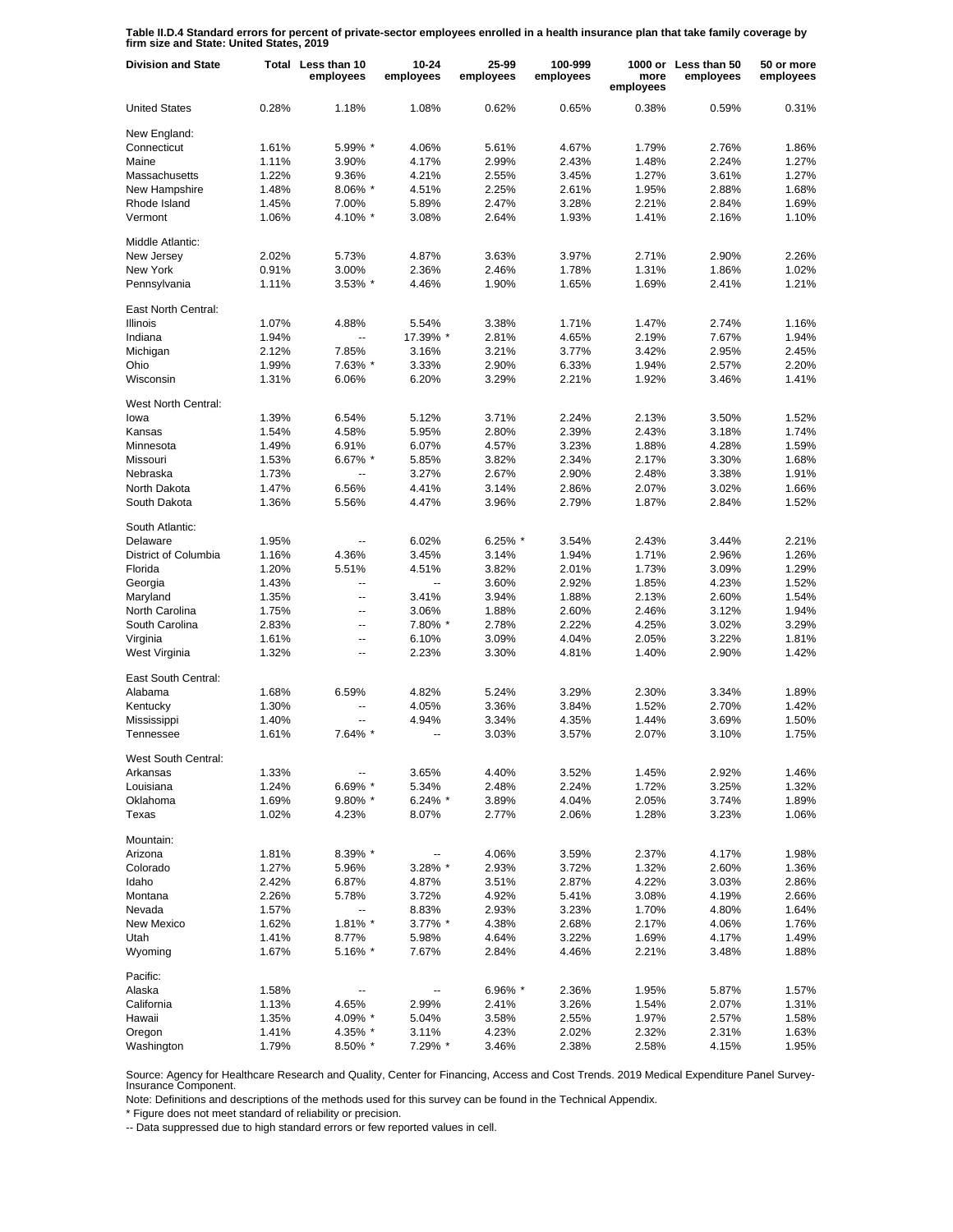**Table II.D.4 Standard errors for percent of private-sector employees enrolled in a health insurance plan that take family coverage by firm size and State: United States, 2019**

| Division and State | Total | Less than 10 employees | 10-24 employees | 25-99 employees | 100-999 employees | 1000 or more employees | Less than 50 employees | 50 or more employees |
|---|---|---|---|---|---|---|---|---|
| United States | 0.28% | 1.18% | 1.08% | 0.62% | 0.65% | 0.38% | 0.59% | 0.31% |
| New England: | | | | | | | | |
| Connecticut | 1.61% | 5.99% * | 4.06% | 5.61% | 4.67% | 1.79% | 2.76% | 1.86% |
| Maine | 1.11% | 3.90% | 4.17% | 2.99% | 2.43% | 1.48% | 2.24% | 1.27% |
| Massachusetts | 1.22% | 9.36% | 4.21% | 2.55% | 3.45% | 1.27% | 3.61% | 1.27% |
| New Hampshire | 1.48% | 8.06% * | 4.51% | 2.25% | 2.61% | 1.95% | 2.88% | 1.68% |
| Rhode Island | 1.45% | 7.00% | 5.89% | 2.47% | 3.28% | 2.21% | 2.84% | 1.69% |
| Vermont | 1.06% | 4.10% * | 3.08% | 2.64% | 1.93% | 1.41% | 2.16% | 1.10% |
| Middle Atlantic: | | | | | | | | |
| New Jersey | 2.02% | 5.73% | 4.87% | 3.63% | 3.97% | 2.71% | 2.90% | 2.26% |
| New York | 0.91% | 3.00% | 2.36% | 2.46% | 1.78% | 1.31% | 1.86% | 1.02% |
| Pennsylvania | 1.11% | 3.53% * | 4.46% | 1.90% | 1.65% | 1.69% | 2.41% | 1.21% |
| East North Central: | | | | | | | | |
| Illinois | 1.07% | 4.88% | 5.54% | 3.38% | 1.71% | 1.47% | 2.74% | 1.16% |
| Indiana | 1.94% | -- | 17.39% * | 2.81% | 4.65% | 2.19% | 7.67% | 1.94% |
| Michigan | 2.12% | 7.85% | 3.16% | 3.21% | 3.77% | 3.42% | 2.95% | 2.45% |
| Ohio | 1.99% | 7.63% * | 3.33% | 2.90% | 6.33% | 1.94% | 2.57% | 2.20% |
| Wisconsin | 1.31% | 6.06% | 6.20% | 3.29% | 2.21% | 1.92% | 3.46% | 1.41% |
| West North Central: | | | | | | | | |
| Iowa | 1.39% | 6.54% | 5.12% | 3.71% | 2.24% | 2.13% | 3.50% | 1.52% |
| Kansas | 1.54% | 4.58% | 5.95% | 2.80% | 2.39% | 2.43% | 3.18% | 1.74% |
| Minnesota | 1.49% | 6.91% | 6.07% | 4.57% | 3.23% | 1.88% | 4.28% | 1.59% |
| Missouri | 1.53% | 6.67% * | 5.85% | 3.82% | 2.34% | 2.17% | 3.30% | 1.68% |
| Nebraska | 1.73% | -- | 3.27% | 2.67% | 2.90% | 2.48% | 3.38% | 1.91% |
| North Dakota | 1.47% | 6.56% | 4.41% | 3.14% | 2.86% | 2.07% | 3.02% | 1.66% |
| South Dakota | 1.36% | 5.56% | 4.47% | 3.96% | 2.79% | 1.87% | 2.84% | 1.52% |
| South Atlantic: | | | | | | | | |
| Delaware | 1.95% | -- | 6.02% | 6.25% * | 3.54% | 2.43% | 3.44% | 2.21% |
| District of Columbia | 1.16% | 4.36% | 3.45% | 3.14% | 1.94% | 1.71% | 2.96% | 1.26% |
| Florida | 1.20% | 5.51% | 4.51% | 3.82% | 2.01% | 1.73% | 3.09% | 1.29% |
| Georgia | 1.43% | -- | -- | 3.60% | 2.92% | 1.85% | 4.23% | 1.52% |
| Maryland | 1.35% | -- | 3.41% | 3.94% | 1.88% | 2.13% | 2.60% | 1.54% |
| North Carolina | 1.75% | -- | 3.06% | 1.88% | 2.60% | 2.46% | 3.12% | 1.94% |
| South Carolina | 2.83% | -- | 7.80% * | 2.78% | 2.22% | 4.25% | 3.02% | 3.29% |
| Virginia | 1.61% | -- | 6.10% | 3.09% | 4.04% | 2.05% | 3.22% | 1.81% |
| West Virginia | 1.32% | -- | 2.23% | 3.30% | 4.81% | 1.40% | 2.90% | 1.42% |
| East South Central: | | | | | | | | |
| Alabama | 1.68% | 6.59% | 4.82% | 5.24% | 3.29% | 2.30% | 3.34% | 1.89% |
| Kentucky | 1.30% | -- | 4.05% | 3.36% | 3.84% | 1.52% | 2.70% | 1.42% |
| Mississippi | 1.40% | -- | 4.94% | 3.34% | 4.35% | 1.44% | 3.69% | 1.50% |
| Tennessee | 1.61% | 7.64% * | -- | 3.03% | 3.57% | 2.07% | 3.10% | 1.75% |
| West South Central: | | | | | | | | |
| Arkansas | 1.33% | -- | 3.65% | 4.40% | 3.52% | 1.45% | 2.92% | 1.46% |
| Louisiana | 1.24% | 6.69% * | 5.34% | 2.48% | 2.24% | 1.72% | 3.25% | 1.32% |
| Oklahoma | 1.69% | 9.80% * | 6.24% * | 3.89% | 4.04% | 2.05% | 3.74% | 1.89% |
| Texas | 1.02% | 4.23% | 8.07% | 2.77% | 2.06% | 1.28% | 3.23% | 1.06% |
| Mountain: | | | | | | | | |
| Arizona | 1.81% | 8.39% * | -- | 4.06% | 3.59% | 2.37% | 4.17% | 1.98% |
| Colorado | 1.27% | 5.96% | 3.28% * | 2.93% | 3.72% | 1.32% | 2.60% | 1.36% |
| Idaho | 2.42% | 6.87% | 4.87% | 3.51% | 2.87% | 4.22% | 3.03% | 2.86% |
| Montana | 2.26% | 5.78% | 3.72% | 4.92% | 5.41% | 3.08% | 4.19% | 2.66% |
| Nevada | 1.57% | -- | 8.83% | 2.93% | 3.23% | 1.70% | 4.80% | 1.64% |
| New Mexico | 1.62% | 1.81% * | 3.77% * | 4.38% | 2.68% | 2.17% | 4.06% | 1.76% |
| Utah | 1.41% | 8.77% | 5.98% | 4.64% | 3.22% | 1.69% | 4.17% | 1.49% |
| Wyoming | 1.67% | 5.16% * | 7.67% | 2.84% | 4.46% | 2.21% | 3.48% | 1.88% |
| Pacific: | | | | | | | | |
| Alaska | 1.58% | -- | -- | 6.96% * | 2.36% | 1.95% | 5.87% | 1.57% |
| California | 1.13% | 4.65% | 2.99% | 2.41% | 3.26% | 1.54% | 2.07% | 1.31% |
| Hawaii | 1.35% | 4.09% * | 5.04% | 3.58% | 2.55% | 1.97% | 2.57% | 1.58% |
| Oregon | 1.41% | 4.35% * | 3.11% | 4.23% | 2.02% | 2.32% | 2.31% | 1.63% |
| Washington | 1.79% | 8.50% * | 7.29% * | 3.46% | 2.38% | 2.58% | 4.15% | 1.95% |

Source: Agency for Healthcare Research and Quality, Center for Financing, Access and Cost Trends. 2019 Medical Expenditure Panel Survey-Insurance Component.

Note: Definitions and descriptions of the methods used for this survey can be found in the Technical Appendix.

* Figure does not meet standard of reliability or precision.

-- Data suppressed due to high standard errors or few reported values in cell.